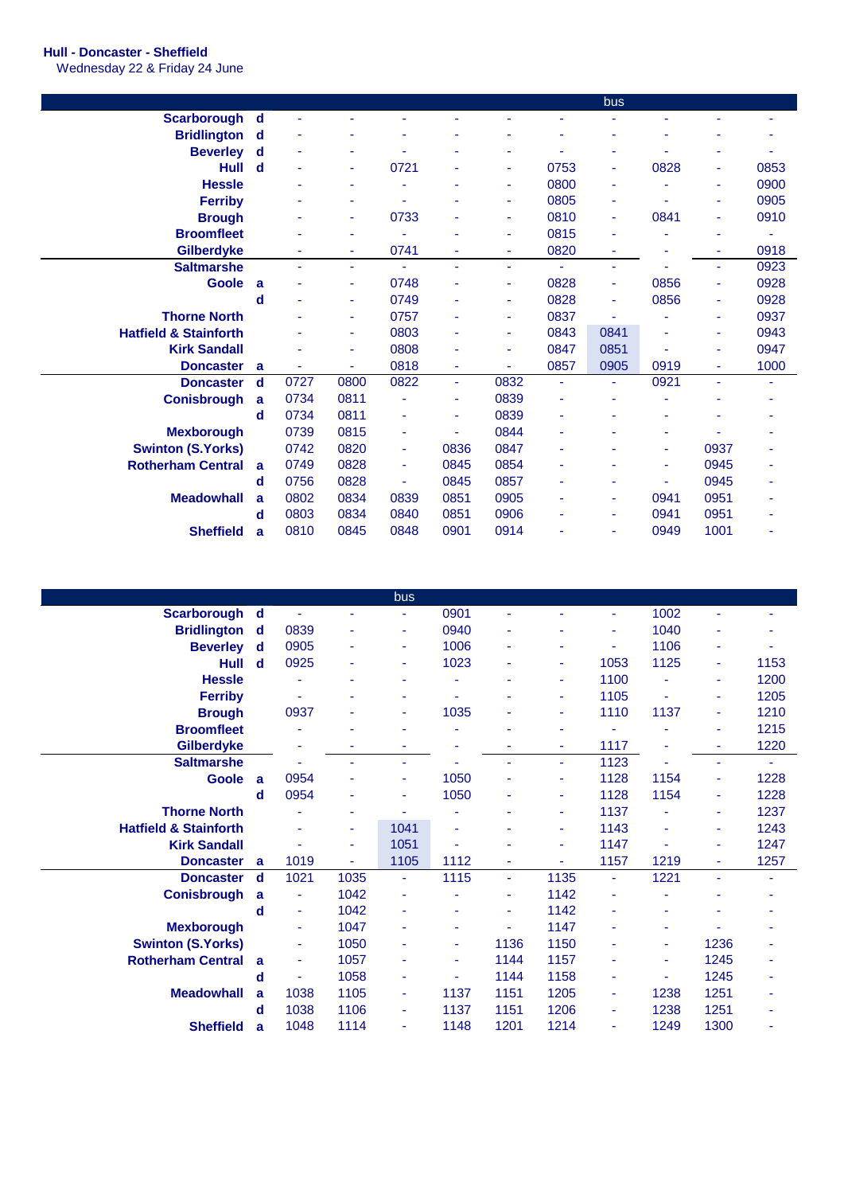**Hull - Doncaster - Sheffield**
Wednesday 22 & Friday 24 June

| | | | | | | | | bus | | | |
|---|---|---|---|---|---|---|---|---|---|---|---|
| **Scarborough** | d | - | - | - | - | - | - | - | - | - | - |
| **Bridlington** | d | - | - | - | - | - | - | - | - | - | - |
| **Beverley** | d | - | - | - | - | - | - | - | - | - | - |
| **Hull** | d | - | - | 0721 | - | - | 0753 | - | 0828 | - | 0853 |
| **Hessle** | | - | - | - | - | - | 0800 | - | - | - | 0900 |
| **Ferriby** | | - | - | - | - | - | 0805 | - | - | - | 0905 |
| **Brough** | | - | - | 0733 | - | - | 0810 | - | 0841 | - | 0910 |
| **Broomfleet** | | - | - | - | - | - | 0815 | - | - | - | - |
| **Gilberdyke** | | - | - | 0741 | - | - | 0820 | - | - | - | 0918 |
| **Saltmarshe** | | - | - | - | - | - | - | - | - | - | 0923 |
| **Goole** | a | - | - | 0748 | - | - | 0828 | - | 0856 | - | 0928 |
| | d | - | - | 0749 | - | - | 0828 | - | 0856 | - | 0928 |
| **Thorne North** | | - | - | 0757 | - | - | 0837 | - | - | - | 0937 |
| **Hatfield & Stainforth** | | - | - | 0803 | - | - | 0843 | 0841 | - | - | 0943 |
| **Kirk Sandall** | | - | - | 0808 | - | - | 0847 | 0851 | - | - | 0947 |
| **Doncaster** | a | - | - | 0818 | - | - | 0857 | 0905 | 0919 | - | 1000 |
| **Doncaster** | d | 0727 | 0800 | 0822 | - | 0832 | - | - | 0921 | - | - |
| **Conisbrough** | a | 0734 | 0811 | - | - | 0839 | - | - | - | - | - |
| | d | 0734 | 0811 | - | - | 0839 | - | - | - | - | - |
| **Mexborough** | | 0739 | 0815 | - | - | 0844 | - | - | - | - | - |
| **Swinton (S.Yorks)** | | 0742 | 0820 | - | 0836 | 0847 | - | - | - | 0937 | - |
| **Rotherham Central** | a | 0749 | 0828 | - | 0845 | 0854 | - | - | - | 0945 | - |
| | d | 0756 | 0828 | - | 0845 | 0857 | - | - | - | 0945 | - |
| **Meadowhall** | a | 0802 | 0834 | 0839 | 0851 | 0905 | - | - | 0941 | 0951 | - |
| | d | 0803 | 0834 | 0840 | 0851 | 0906 | - | - | 0941 | 0951 | - |
| **Sheffield** | a | 0810 | 0845 | 0848 | 0901 | 0914 | - | - | 0949 | 1001 | - |

| | | | | bus | | | | | | | |
|---|---|---|---|---|---|---|---|---|---|---|---|
| **Scarborough** | d | - | - | - | 0901 | - | - | - | 1002 | - | - |
| **Bridlington** | d | 0839 | - | - | 0940 | - | - | - | 1040 | - | - |
| **Beverley** | d | 0905 | - | - | 1006 | - | - | - | 1106 | - | - |
| **Hull** | d | 0925 | - | - | 1023 | - | - | 1053 | 1125 | - | 1153 |
| **Hessle** | | - | - | - | - | - | - | 1100 | - | - | 1200 |
| **Ferriby** | | - | - | - | - | - | - | 1105 | - | - | 1205 |
| **Brough** | | 0937 | - | - | 1035 | - | - | 1110 | 1137 | - | 1210 |
| **Broomfleet** | | - | - | - | - | - | - | - | - | - | 1215 |
| **Gilberdyke** | | - | - | - | - | - | - | 1117 | - | - | 1220 |
| **Saltmarshe** | | - | - | - | - | - | - | 1123 | - | - | - |
| **Goole** | a | 0954 | - | - | 1050 | - | - | 1128 | 1154 | - | 1228 |
| | d | 0954 | - | - | 1050 | - | - | 1128 | 1154 | - | 1228 |
| **Thorne North** | | - | - | - | - | - | - | 1137 | - | - | 1237 |
| **Hatfield & Stainforth** | | - | - | 1041 | - | - | - | 1143 | - | - | 1243 |
| **Kirk Sandall** | | - | - | 1051 | - | - | - | 1147 | - | - | 1247 |
| **Doncaster** | a | 1019 | - | 1105 | 1112 | - | - | 1157 | 1219 | - | 1257 |
| **Doncaster** | d | 1021 | 1035 | - | 1115 | - | 1135 | - | 1221 | - | - |
| **Conisbrough** | a | - | 1042 | - | - | - | 1142 | - | - | - | - |
| | d | - | 1042 | - | - | - | 1142 | - | - | - | - |
| **Mexborough** | | - | 1047 | - | - | - | 1147 | - | - | - | - |
| **Swinton (S.Yorks)** | | - | 1050 | - | - | 1136 | 1150 | - | - | 1236 | - |
| **Rotherham Central** | a | - | 1057 | - | - | 1144 | 1157 | - | - | 1245 | - |
| | d | - | 1058 | - | - | 1144 | 1158 | - | - | 1245 | - |
| **Meadowhall** | a | 1038 | 1105 | - | 1137 | 1151 | 1205 | - | 1238 | 1251 | - |
| | d | 1038 | 1106 | - | 1137 | 1151 | 1206 | - | 1238 | 1251 | - |
| **Sheffield** | a | 1048 | 1114 | - | 1148 | 1201 | 1214 | - | 1249 | 1300 | - |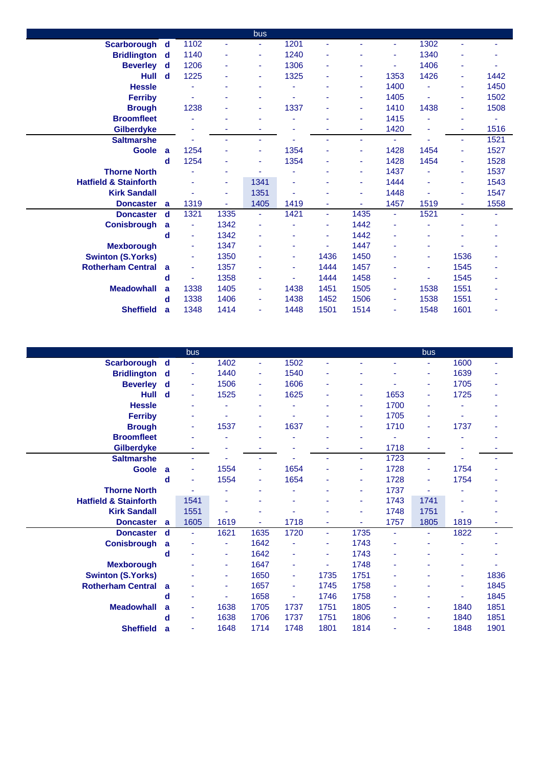| | | | bus | | | | | | | |
|---|---|---|---|---|---|---|---|---|---|---|
| **Scarborough** | **d** | 1102 | - | - | 1201 | - | - | - | 1302 | - | - |
| **Bridlington** | **d** | 1140 | - | - | 1240 | - | - | - | 1340 | - | - |
| **Beverley** | **d** | 1206 | - | - | 1306 | - | - | - | 1406 | - | - |
| **Hull** | **d** | 1225 | - | - | 1325 | - | - | 1353 | 1426 | - | 1442 |
| **Hessle** | | - | - | - | - | - | - | 1400 | - | - | 1450 |
| **Ferriby** | | - | - | - | - | - | - | 1405 | - | - | 1502 |
| **Brough** | | 1238 | - | - | 1337 | - | - | 1410 | 1438 | - | 1508 |
| **Broomfleet** | | - | - | - | - | - | - | 1415 | - | - | - |
| **Gilberdyke** | | - | - | - | - | - | - | 1420 | - | - | 1516 |
| **Saltmarshe** | | - | - | - | - | - | - | - | - | - | 1521 |
| **Goole** | **a** | 1254 | - | - | 1354 | - | - | 1428 | 1454 | - | 1527 |
| | **d** | 1254 | - | - | 1354 | - | - | 1428 | 1454 | - | 1528 |
| **Thorne North** | | - | - | - | - | - | - | 1437 | - | - | 1537 |
| **Hatfield & Stainforth** | | - | - | 1341 | - | - | - | 1444 | - | - | 1543 |
| **Kirk Sandall** | | - | - | 1351 | - | - | - | 1448 | - | - | 1547 |
| **Doncaster** | **a** | 1319 | - | 1405 | 1419 | - | - | 1457 | 1519 | - | 1558 |
| **Doncaster** | **d** | 1321 | 1335 | - | 1421 | - | 1435 | - | 1521 | - | - |
| **Conisbrough** | **a** | - | 1342 | - | - | - | 1442 | - | - | - | - |
| | **d** | - | 1342 | - | - | - | 1442 | - | - | - | - |
| **Mexborough** | | - | 1347 | - | - | - | 1447 | - | - | - | - |
| **Swinton (S.Yorks)** | | - | 1350 | - | - | 1436 | 1450 | - | - | 1536 | - |
| **Rotherham Central** | **a** | - | 1357 | - | - | 1444 | 1457 | - | - | 1545 | - |
| | **d** | - | 1358 | - | - | 1444 | 1458 | - | - | 1545 | - |
| **Meadowhall** | **a** | 1338 | 1405 | - | 1438 | 1451 | 1505 | - | 1538 | 1551 | - |
| | **d** | 1338 | 1406 | - | 1438 | 1452 | 1506 | - | 1538 | 1551 | - |
| **Sheffield** | **a** | 1348 | 1414 | - | 1448 | 1501 | 1514 | - | 1548 | 1601 | - |

| | | bus | | | | | | | bus | | |
|---|---|---|---|---|---|---|---|---|---|---|---|
| **Scarborough** | **d** | - | 1402 | - | 1502 | - | - | - | - | 1600 | - |
| **Bridlington** | **d** | - | 1440 | - | 1540 | - | - | - | - | 1639 | - |
| **Beverley** | **d** | - | 1506 | - | 1606 | - | - | - | - | 1705 | - |
| **Hull** | **d** | - | 1525 | - | 1625 | - | - | 1653 | - | 1725 | - |
| **Hessle** | | - | - | - | - | - | - | 1700 | - | - | - |
| **Ferriby** | | - | - | - | - | - | - | 1705 | - | - | - |
| **Brough** | | - | 1537 | - | 1637 | - | - | 1710 | - | 1737 | - |
| **Broomfleet** | | - | - | - | - | - | - | - | - | - | - |
| **Gilberdyke** | | - | - | - | - | - | - | 1718 | - | - | - |
| **Saltmarshe** | | - | - | - | - | - | - | 1723 | - | - | - |
| **Goole** | **a** | - | 1554 | - | 1654 | - | - | 1728 | - | 1754 | - |
| | **d** | - | 1554 | - | 1654 | - | - | 1728 | - | 1754 | - |
| **Thorne North** | | - | - | - | - | - | - | 1737 | - | - | - |
| **Hatfield & Stainforth** | | 1541 | - | - | - | - | - | 1743 | 1741 | - | - |
| **Kirk Sandall** | | 1551 | - | - | - | - | - | 1748 | 1751 | - | - |
| **Doncaster** | **a** | 1605 | 1619 | - | 1718 | - | - | 1757 | 1805 | 1819 | - |
| **Doncaster** | **d** | - | 1621 | 1635 | 1720 | - | 1735 | - | - | 1822 | - |
| **Conisbrough** | **a** | - | - | 1642 | - | - | 1743 | - | - | - | - |
| | **d** | - | - | 1642 | - | - | 1743 | - | - | - | - |
| **Mexborough** | | - | - | 1647 | - | - | 1748 | - | - | - | - |
| **Swinton (S.Yorks)** | | - | - | 1650 | - | 1735 | 1751 | - | - | - | 1836 |
| **Rotherham Central** | **a** | - | - | 1657 | - | 1745 | 1758 | - | - | - | 1845 |
| | **d** | - | - | 1658 | - | 1746 | 1758 | - | - | - | 1845 |
| **Meadowhall** | **a** | - | 1638 | 1705 | 1737 | 1751 | 1805 | - | - | 1840 | 1851 |
| | **d** | - | 1638 | 1706 | 1737 | 1751 | 1806 | - | - | 1840 | 1851 |
| **Sheffield** | **a** | - | 1648 | 1714 | 1748 | 1801 | 1814 | - | - | 1848 | 1901 |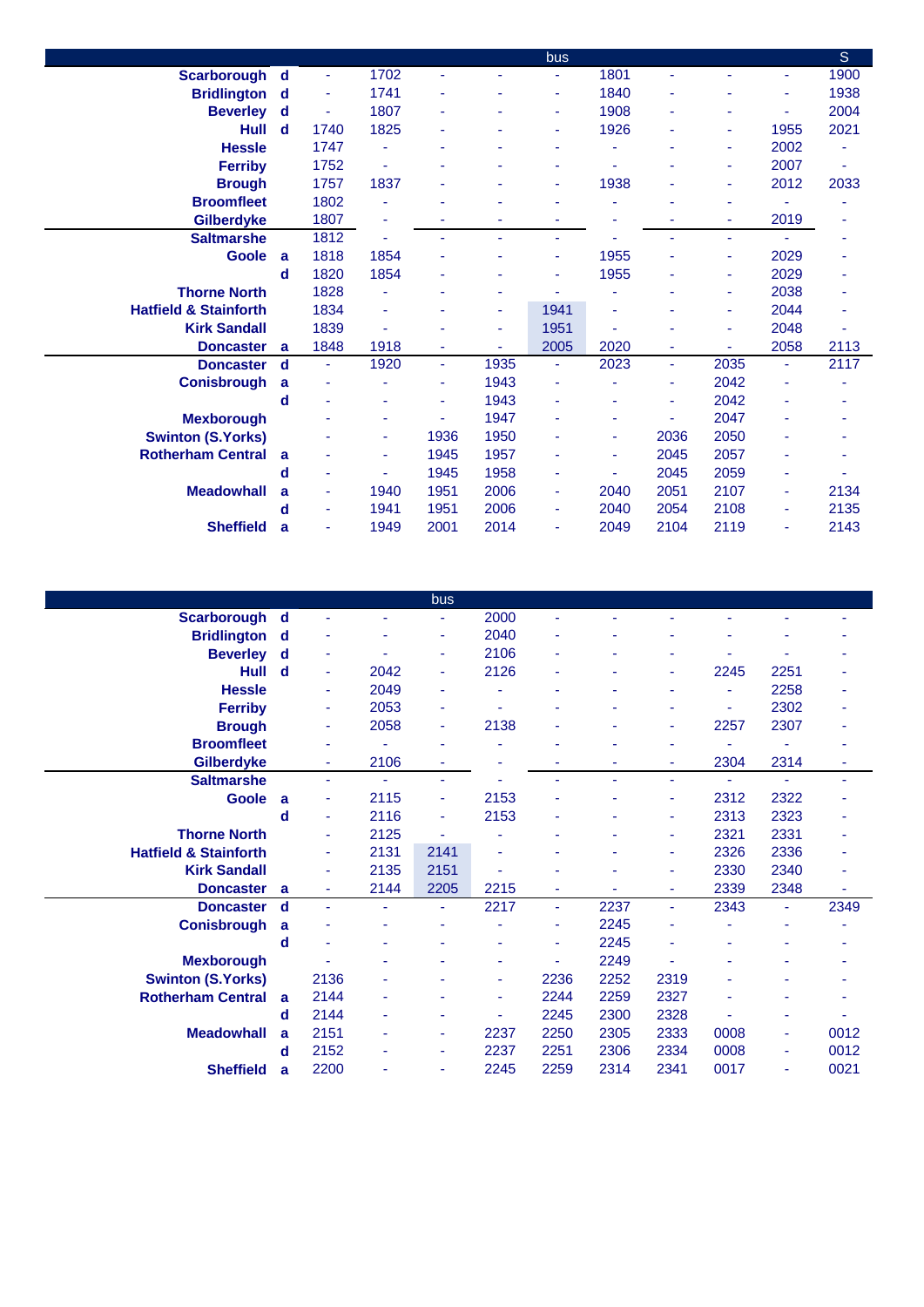| | | | | bus | | | | | | | S |
|---|---|---|---|---|---|---|---|---|---|---|---|
| **Scarborough** | d | - | 1702 | - | - | - | 1801 | - | - | - | 1900 |
| **Bridlington** | d | - | 1741 | - | - | - | 1840 | - | - | - | 1938 |
| **Beverley** | d | - | 1807 | - | - | - | 1908 | - | - | - | 2004 |
| **Hull** | d | 1740 | 1825 | - | - | - | 1926 | - | - | 1955 | 2021 |
| **Hessle** | | 1747 | - | - | - | - | - | - | - | 2002 | - |
| **Ferriby** | | 1752 | - | - | - | - | - | - | - | 2007 | - |
| **Brough** | | 1757 | 1837 | - | - | - | 1938 | - | - | 2012 | 2033 |
| **Broomfleet** | | 1802 | - | - | - | - | - | - | - | - | - |
| **Gilberdyke** | | 1807 | - | - | - | - | - | - | - | 2019 | - |
| **Saltmarshe** | | 1812 | - | - | - | - | - | - | - | - | - |
| **Goole** | a | 1818 | 1854 | - | - | - | 1955 | - | - | 2029 | - |
| | d | 1820 | 1854 | - | - | - | 1955 | - | - | 2029 | - |
| **Thorne North** | | 1828 | - | - | - | - | - | - | - | 2038 | - |
| **Hatfield & Stainforth** | | 1834 | - | - | - | 1941 | - | - | - | 2044 | - |
| **Kirk Sandall** | | 1839 | - | - | - | 1951 | - | - | - | 2048 | - |
| **Doncaster** | a | 1848 | 1918 | - | - | 2005 | 2020 | - | - | 2058 | 2113 |
| **Doncaster** | d | - | 1920 | - | 1935 | - | 2023 | - | 2035 | - | 2117 |
| **Conisbrough** | a | - | - | - | 1943 | - | - | - | 2042 | - | - |
| | d | - | - | - | 1943 | - | - | - | 2042 | - | - |
| **Mexborough** | | - | - | - | 1947 | - | - | - | 2047 | - | - |
| **Swinton (S.Yorks)** | | - | - | 1936 | 1950 | - | - | 2036 | 2050 | - | - |
| **Rotherham Central** | a | - | - | 1945 | 1957 | - | - | 2045 | 2057 | - | - |
| | d | - | - | 1945 | 1958 | - | - | 2045 | 2059 | - | - |
| **Meadowhall** | a | - | 1940 | 1951 | 2006 | - | 2040 | 2051 | 2107 | - | 2134 |
| | d | - | 1941 | 1951 | 2006 | - | 2040 | 2054 | 2108 | - | 2135 |
| **Sheffield** | a | - | 1949 | 2001 | 2014 | - | 2049 | 2104 | 2119 | - | 2143 |

| | | | | bus | | | | | | | |
|---|---|---|---|---|---|---|---|---|---|---|---|
| **Scarborough** | d | - | - | - | 2000 | - | - | - | - | - | - |
| **Bridlington** | d | - | - | - | 2040 | - | - | - | - | - | - |
| **Beverley** | d | - | - | - | 2106 | - | - | - | - | - | - |
| **Hull** | d | - | 2042 | - | 2126 | - | - | - | 2245 | 2251 | - |
| **Hessle** | | - | 2049 | - | - | - | - | - | - | 2258 | - |
| **Ferriby** | | - | 2053 | - | - | - | - | - | - | 2302 | - |
| **Brough** | | - | 2058 | - | 2138 | - | - | - | 2257 | 2307 | - |
| **Broomfleet** | | - | - | - | - | - | - | - | - | - | - |
| **Gilberdyke** | | - | 2106 | - | - | - | - | - | 2304 | 2314 | - |
| **Saltmarshe** | | - | - | - | - | - | - | - | - | - | - |
| **Goole** | a | - | 2115 | - | 2153 | - | - | - | 2312 | 2322 | - |
| | d | - | 2116 | - | 2153 | - | - | - | 2313 | 2323 | - |
| **Thorne North** | | - | 2125 | - | - | - | - | - | 2321 | 2331 | - |
| **Hatfield & Stainforth** | | - | 2131 | 2141 | - | - | - | - | 2326 | 2336 | - |
| **Kirk Sandall** | | - | 2135 | 2151 | - | - | - | - | 2330 | 2340 | - |
| **Doncaster** | a | - | 2144 | 2205 | 2215 | - | - | - | 2339 | 2348 | - |
| **Doncaster** | d | - | - | - | 2217 | - | 2237 | - | 2343 | - | 2349 |
| **Conisbrough** | a | - | - | - | - | - | 2245 | - | - | - | - |
| | d | - | - | - | - | - | 2245 | - | - | - | - |
| **Mexborough** | | - | - | - | - | - | 2249 | - | - | - | - |
| **Swinton (S.Yorks)** | | 2136 | - | - | - | 2236 | 2252 | 2319 | - | - | - |
| **Rotherham Central** | a | 2144 | - | - | - | 2244 | 2259 | 2327 | - | - | - |
| | d | 2144 | - | - | - | 2245 | 2300 | 2328 | - | - | - |
| **Meadowhall** | a | 2151 | - | - | 2237 | 2250 | 2305 | 2333 | 0008 | - | 0012 |
| | d | 2152 | - | - | 2237 | 2251 | 2306 | 2334 | 0008 | - | 0012 |
| **Sheffield** | a | 2200 | - | - | 2245 | 2259 | 2314 | 2341 | 0017 | - | 0021 |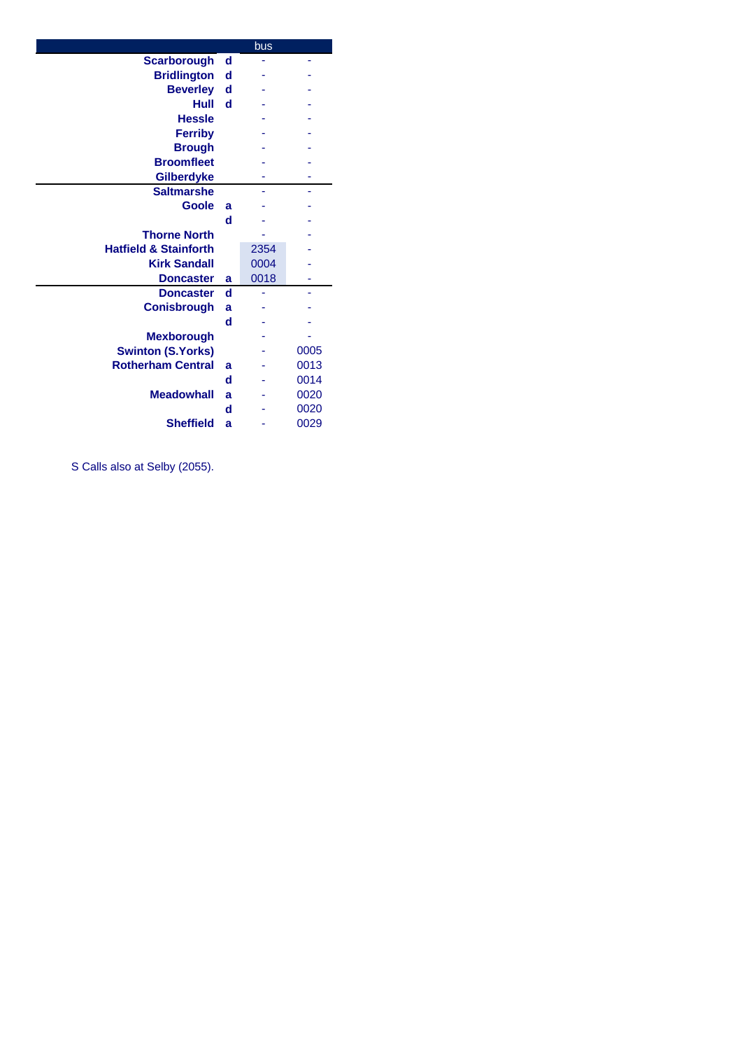| | | bus | |
|---|---|---|---|
| **Scarborough** | **d** | - | - |
| **Bridlington** | **d** | - | - |
| **Beverley** | **d** | - | - |
| **Hull** | **d** | - | - |
| **Hessle** | | - | - |
| **Ferriby** | | - | - |
| **Brough** | | - | - |
| **Broomfleet** | | - | - |
| **Gilberdyke** | | - | - |
| **Saltmarshe** | | - | - |
| **Goole** | **a** | - | - |
| | **d** | - | - |
| **Thorne North** | | - | - |
| **Hatfield & Stainforth** | | 2354 | - |
| **Kirk Sandall** | | 0004 | - |
| **Doncaster** | **a** | 0018 | - |
| **Doncaster** | **d** | - | - |
| **Conisbrough** | **a** | - | - |
| | **d** | - | - |
| **Mexborough** | | - | - |
| **Swinton (S.Yorks)** | | - | 0005 |
| **Rotherham Central** | **a** | - | 0013 |
| | **d** | - | 0014 |
| **Meadowhall** | **a** | - | 0020 |
| | **d** | - | 0020 |
| **Sheffield** | **a** | - | 0029 |

S Calls also at Selby (2055).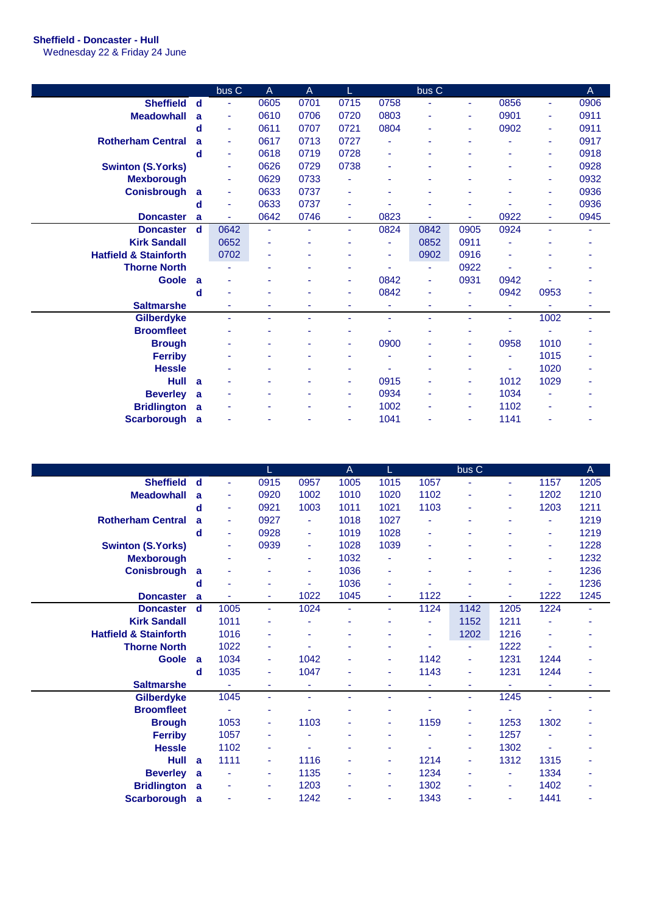**Sheffield - Doncaster - Hull**
Wednesday 22 & Friday 24 June

| | | bus C | A | A | L | | bus C | | | | A |
|---|---|---|---|---|---|---|---|---|---|---|---|
| **Sheffield** | **d** | - | 0605 | 0701 | 0715 | 0758 | - | - | 0856 | - | 0906 |
| **Meadowhall** | **a** | - | 0610 | 0706 | 0720 | 0803 | - | - | 0901 | - | 0911 |
| | **d** | - | 0611 | 0707 | 0721 | 0804 | - | - | 0902 | - | 0911 |
| **Rotherham Central** | **a** | - | 0617 | 0713 | 0727 | - | - | - | - | - | 0917 |
| | **d** | - | 0618 | 0719 | 0728 | - | - | - | - | - | 0918 |
| **Swinton (S.Yorks)** | | - | 0626 | 0729 | 0738 | - | - | - | - | - | 0928 |
| **Mexborough** | | - | 0629 | 0733 | - | - | - | - | - | - | 0932 |
| **Conisbrough** | **a** | - | 0633 | 0737 | - | - | - | - | - | - | 0936 |
| | **d** | - | 0633 | 0737 | - | - | - | - | - | - | 0936 |
| **Doncaster** | **a** | - | 0642 | 0746 | - | 0823 | - | - | 0922 | - | 0945 |
| **Doncaster** | **d** | 0642 | - | - | - | 0824 | 0842 | 0905 | 0924 | - | - |
| **Kirk Sandall** | | 0652 | - | - | - | - | 0852 | 0911 | - | - | - |
| **Hatfield & Stainforth** | | 0702 | - | - | - | - | 0902 | 0916 | - | - | - |
| **Thorne North** | | - | - | - | - | - | - | 0922 | - | - | - |
| **Goole** | **a** | - | - | - | - | 0842 | - | 0931 | 0942 | - | - |
| | **d** | - | - | - | - | 0842 | - | - | 0942 | 0953 | - |
| **Saltmarshe** | | - | - | - | - | - | - | - | - | - | - |
| **Gilberdyke** | | - | - | - | - | - | - | - | - | 1002 | - |
| **Broomfleet** | | - | - | - | - | - | - | - | - | - | - |
| **Brough** | | - | - | - | - | 0900 | - | - | 0958 | 1010 | - |
| **Ferriby** | | - | - | - | - | - | - | - | - | 1015 | - |
| **Hessle** | | - | - | - | - | - | - | - | - | 1020 | - |
| **Hull** | **a** | - | - | - | - | 0915 | - | - | 1012 | 1029 | - |
| **Beverley** | **a** | - | - | - | - | 0934 | - | - | 1034 | - | - |
| **Bridlington** | **a** | - | - | - | - | 1002 | - | - | 1102 | - | - |
| **Scarborough** | **a** | - | - | - | - | 1041 | - | - | 1141 | - | - |

| | | | L | | A | L | | bus C | | | A |
|---|---|---|---|---|---|---|---|---|---|---|---|
| **Sheffield** | **d** | - | 0915 | 0957 | 1005 | 1015 | 1057 | - | - | 1157 | 1205 |
| **Meadowhall** | **a** | - | 0920 | 1002 | 1010 | 1020 | 1102 | - | - | 1202 | 1210 |
| | **d** | - | 0921 | 1003 | 1011 | 1021 | 1103 | - | - | 1203 | 1211 |
| **Rotherham Central** | **a** | - | 0927 | - | 1018 | 1027 | - | - | - | - | 1219 |
| | **d** | - | 0928 | - | 1019 | 1028 | - | - | - | - | 1219 |
| **Swinton (S.Yorks)** | | - | 0939 | - | 1028 | 1039 | - | - | - | - | 1228 |
| **Mexborough** | | - | - | - | 1032 | - | - | - | - | - | 1232 |
| **Conisbrough** | **a** | - | - | - | 1036 | - | - | - | - | - | 1236 |
| | **d** | - | - | - | 1036 | - | - | - | - | - | 1236 |
| **Doncaster** | **a** | - | - | 1022 | 1045 | - | 1122 | - | - | 1222 | 1245 |
| **Doncaster** | **d** | 1005 | - | 1024 | - | - | 1124 | 1142 | 1205 | 1224 | - |
| **Kirk Sandall** | | 1011 | - | - | - | - | - | 1152 | 1211 | - | - |
| **Hatfield & Stainforth** | | 1016 | - | - | - | - | - | 1202 | 1216 | - | - |
| **Thorne North** | | 1022 | - | - | - | - | - | - | 1222 | - | - |
| **Goole** | **a** | 1034 | - | 1042 | - | - | 1142 | - | 1231 | 1244 | - |
| | **d** | 1035 | - | 1047 | - | - | 1143 | - | 1231 | 1244 | - |
| **Saltmarshe** | | - | - | - | - | - | - | - | - | - | - |
| **Gilberdyke** | | 1045 | - | - | - | - | - | - | 1245 | - | - |
| **Broomfleet** | | - | - | - | - | - | - | - | - | - | - |
| **Brough** | | 1053 | - | 1103 | - | - | 1159 | - | 1253 | 1302 | - |
| **Ferriby** | | 1057 | - | - | - | - | - | - | 1257 | - | - |
| **Hessle** | | 1102 | - | - | - | - | - | - | 1302 | - | - |
| **Hull** | **a** | 1111 | - | 1116 | - | - | 1214 | - | 1312 | 1315 | - |
| **Beverley** | **a** | - | - | 1135 | - | - | 1234 | - | - | 1334 | - |
| **Bridlington** | **a** | - | - | 1203 | - | - | 1302 | - | - | 1402 | - |
| **Scarborough** | **a** | - | - | 1242 | - | - | 1343 | - | - | 1441 | - |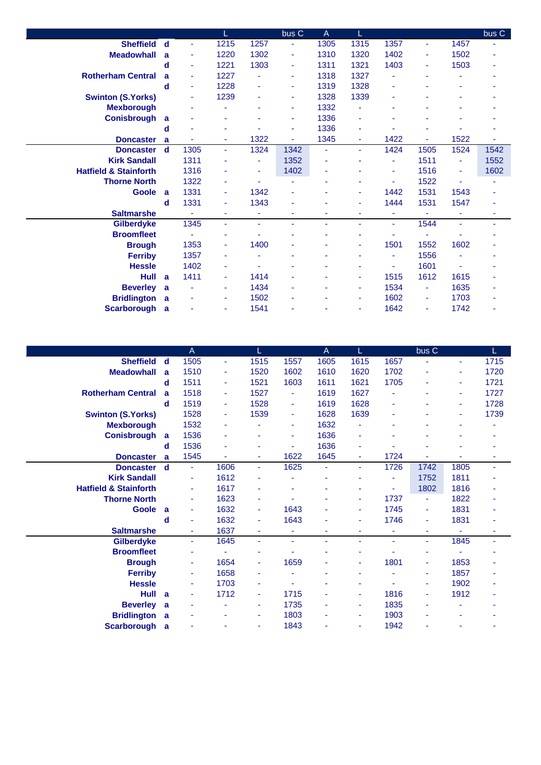| | | | L | | bus C | A | L | | | | bus C |
|---|---|---|---|---|---|---|---|---|---|---|---|
| Sheffield | d | - | 1215 | 1257 | - | 1305 | 1315 | 1357 | - | 1457 | - |
| Meadowhall | a | - | 1220 | 1302 | - | 1310 | 1320 | 1402 | - | 1502 | - |
| | d | - | 1221 | 1303 | - | 1311 | 1321 | 1403 | - | 1503 | - |
| Rotherham Central | a | - | 1227 | - | - | 1318 | 1327 | - | - | - | - |
| | d | - | 1228 | - | - | 1319 | 1328 | - | - | - | - |
| Swinton (S.Yorks) | | - | 1239 | - | - | 1328 | 1339 | - | - | - | - |
| Mexborough | | - | - | - | - | 1332 | - | - | - | - | - |
| Conisbrough | a | - | - | - | - | 1336 | - | - | - | - | - |
| | d | - | - | - | - | 1336 | - | - | - | - | - |
| Doncaster | a | - | - | 1322 | - | 1345 | - | 1422 | - | 1522 | - |
| Doncaster | d | 1305 | - | 1324 | 1342 | - | - | 1424 | 1505 | 1524 | 1542 |
| Kirk Sandall | | 1311 | - | - | 1352 | - | - | - | 1511 | - | 1552 |
| Hatfield & Stainforth | | 1316 | - | - | 1402 | - | - | - | 1516 | - | 1602 |
| Thorne North | | 1322 | - | - | - | - | - | - | 1522 | - | - |
| Goole | a | 1331 | - | 1342 | - | - | - | 1442 | 1531 | 1543 | - |
| | d | 1331 | - | 1343 | - | - | - | 1444 | 1531 | 1547 | - |
| Saltmarshe | | - | - | - | - | - | - | - | - | - | - |
| Gilberdyke | | 1345 | - | - | - | - | - | - | 1544 | - | - |
| Broomfleet | | - | - | - | - | - | - | - | - | - | - |
| Brough | | 1353 | - | 1400 | - | - | - | 1501 | 1552 | 1602 | - |
| Ferriby | | 1357 | - | - | - | - | - | - | 1556 | - | - |
| Hessle | | 1402 | - | - | - | - | - | - | 1601 | - | - |
| Hull | a | 1411 | - | 1414 | - | - | - | 1515 | 1612 | 1615 | - |
| Beverley | a | - | - | 1434 | - | - | - | 1534 | - | 1635 | - |
| Bridlington | a | - | - | 1502 | - | - | - | 1602 | - | 1703 | - |
| Scarborough | a | - | - | 1541 | - | - | - | 1642 | - | 1742 | - |

| | | A | | L | | A | L | | bus C | | L |
|---|---|---|---|---|---|---|---|---|---|---|---|
| Sheffield | d | 1505 | - | 1515 | 1557 | 1605 | 1615 | 1657 | - | - | 1715 |
| Meadowhall | a | 1510 | - | 1520 | 1602 | 1610 | 1620 | 1702 | - | - | 1720 |
| | d | 1511 | - | 1521 | 1603 | 1611 | 1621 | 1705 | - | - | 1721 |
| Rotherham Central | a | 1518 | - | 1527 | - | 1619 | 1627 | - | - | - | 1727 |
| | d | 1519 | - | 1528 | - | 1619 | 1628 | - | - | - | 1728 |
| Swinton (S.Yorks) | | 1528 | - | 1539 | - | 1628 | 1639 | - | - | - | 1739 |
| Mexborough | | 1532 | - | - | - | 1632 | - | - | - | - | - |
| Conisbrough | a | 1536 | - | - | - | 1636 | - | - | - | - | - |
| | d | 1536 | - | - | - | 1636 | - | - | - | - | - |
| Doncaster | a | 1545 | - | - | 1622 | 1645 | - | 1724 | - | - | - |
| Doncaster | d | - | 1606 | - | 1625 | - | - | 1726 | 1742 | 1805 | - |
| Kirk Sandall | | - | 1612 | - | - | - | - | - | 1752 | 1811 | - |
| Hatfield & Stainforth | | - | 1617 | - | - | - | - | - | 1802 | 1816 | - |
| Thorne North | | - | 1623 | - | - | - | - | 1737 | - | 1822 | - |
| Goole | a | - | 1632 | - | 1643 | - | - | 1745 | - | 1831 | - |
| | d | - | 1632 | - | 1643 | - | - | 1746 | - | 1831 | - |
| Saltmarshe | | - | 1637 | - | - | - | - | - | - | - | - |
| Gilberdyke | | - | 1645 | - | - | - | - | - | - | 1845 | - |
| Broomfleet | | - | - | - | - | - | - | - | - | - | - |
| Brough | | - | 1654 | - | 1659 | - | - | 1801 | - | 1853 | - |
| Ferriby | | - | 1658 | - | - | - | - | - | - | 1857 | - |
| Hessle | | - | 1703 | - | - | - | - | - | - | 1902 | - |
| Hull | a | - | 1712 | - | 1715 | - | - | 1816 | - | 1912 | - |
| Beverley | a | - | - | - | 1735 | - | - | 1835 | - | - | - |
| Bridlington | a | - | - | - | 1803 | - | - | 1903 | - | - | - |
| Scarborough | a | - | - | - | 1843 | - | - | 1942 | - | - | - |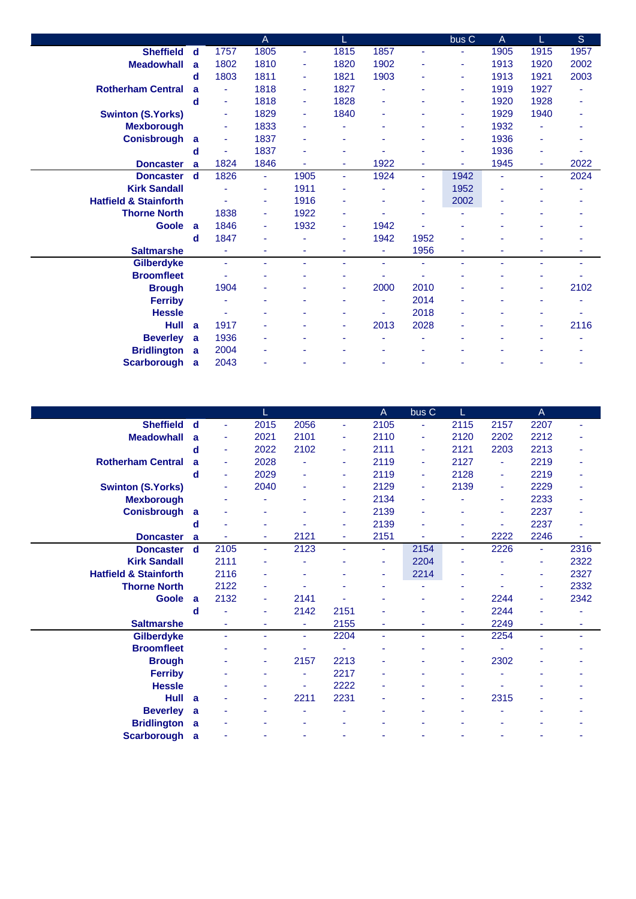| | | | A | | L | | | bus C | A | L | S |
|---|---|---|---|---|---|---|---|---|---|---|---|
| **Sheffield** | **d** | 1757 | 1805 | - | 1815 | 1857 | - | - | 1905 | 1915 | 1957 |
| **Meadowhall** | **a** | 1802 | 1810 | - | 1820 | 1902 | - | - | 1913 | 1920 | 2002 |
| | **d** | 1803 | 1811 | - | 1821 | 1903 | - | - | 1913 | 1921 | 2003 |
| **Rotherham Central** | **a** | - | 1818 | - | 1827 | - | - | - | 1919 | 1927 | - |
| | **d** | - | 1818 | - | 1828 | - | - | - | 1920 | 1928 | - |
| **Swinton (S.Yorks)** | | - | 1829 | - | 1840 | - | - | - | 1929 | 1940 | - |
| **Mexborough** | | - | 1833 | - | - | - | - | - | 1932 | - | - |
| **Conisbrough** | **a** | - | 1837 | - | - | - | - | - | 1936 | - | - |
| | **d** | - | 1837 | - | - | - | - | - | 1936 | - | - |
| **Doncaster** | **a** | 1824 | 1846 | - | - | 1922 | - | - | 1945 | - | 2022 |
| **Doncaster** | **d** | 1826 | - | 1905 | - | 1924 | - | 1942 | - | - | 2024 |
| **Kirk Sandall** | | - | - | 1911 | - | - | - | 1952 | - | - | - |
| **Hatfield & Stainforth** | | - | - | 1916 | - | - | - | 2002 | - | - | - |
| **Thorne North** | | 1838 | - | 1922 | - | - | - | - | - | - | - |
| **Goole** | **a** | 1846 | - | 1932 | - | 1942 | - | - | - | - | - |
| | **d** | 1847 | - | - | - | 1942 | 1952 | - | - | - | - |
| **Saltmarshe** | | - | - | - | - | - | 1956 | - | - | - | - |
| **Gilberdyke** | | - | - | - | - | - | - | - | - | - | - |
| **Broomfleet** | | - | - | - | - | - | - | - | - | - | - |
| **Brough** | | 1904 | - | - | - | 2000 | 2010 | - | - | - | 2102 |
| **Ferriby** | | - | - | - | - | - | 2014 | - | - | - | - |
| **Hessle** | | - | - | - | - | - | 2018 | - | - | - | - |
| **Hull** | **a** | 1917 | - | - | - | 2013 | 2028 | - | - | - | 2116 |
| **Beverley** | **a** | 1936 | - | - | - | - | - | - | - | - | - |
| **Bridlington** | **a** | 2004 | - | - | - | - | - | - | - | - | - |
| **Scarborough** | **a** | 2043 | - | - | - | - | - | - | - | - | - |

| | | | L | | | A | bus C | L | | A | |
|---|---|---|---|---|---|---|---|---|---|---|---|
| **Sheffield** | **d** | - | 2015 | 2056 | - | 2105 | - | 2115 | 2157 | 2207 | - |
| **Meadowhall** | **a** | - | 2021 | 2101 | - | 2110 | - | 2120 | 2202 | 2212 | - |
| | **d** | - | 2022 | 2102 | - | 2111 | - | 2121 | 2203 | 2213 | - |
| **Rotherham Central** | **a** | - | 2028 | - | - | 2119 | - | 2127 | - | 2219 | - |
| | **d** | - | 2029 | - | - | 2119 | - | 2128 | - | 2219 | - |
| **Swinton (S.Yorks)** | | - | 2040 | - | - | 2129 | - | 2139 | - | 2229 | - |
| **Mexborough** | | - | - | - | - | 2134 | - | - | - | 2233 | - |
| **Conisbrough** | **a** | - | - | - | - | 2139 | - | - | - | 2237 | - |
| | **d** | - | - | - | - | 2139 | - | - | - | 2237 | - |
| **Doncaster** | **a** | - | - | 2121 | - | 2151 | - | - | 2222 | 2246 | - |
| **Doncaster** | **d** | 2105 | - | 2123 | - | - | 2154 | - | 2226 | - | 2316 |
| **Kirk Sandall** | | 2111 | - | - | - | - | 2204 | - | - | - | 2322 |
| **Hatfield & Stainforth** | | 2116 | - | - | - | - | 2214 | - | - | - | 2327 |
| **Thorne North** | | 2122 | - | - | - | - | - | - | - | - | 2332 |
| **Goole** | **a** | 2132 | - | 2141 | - | - | - | - | 2244 | - | 2342 |
| | **d** | - | - | 2142 | 2151 | - | - | - | 2244 | - | - |
| **Saltmarshe** | | - | - | - | 2155 | - | - | - | 2249 | - | - |
| **Gilberdyke** | | - | - | - | 2204 | - | - | - | 2254 | - | - |
| **Broomfleet** | | - | - | - | - | - | - | - | - | - | - |
| **Brough** | | - | - | 2157 | 2213 | - | - | - | 2302 | - | - |
| **Ferriby** | | - | - | - | 2217 | - | - | - | - | - | - |
| **Hessle** | | - | - | - | 2222 | - | - | - | - | - | - |
| **Hull** | **a** | - | - | 2211 | 2231 | - | - | - | 2315 | - | - |
| **Beverley** | **a** | - | - | - | - | - | - | - | - | - | - |
| **Bridlington** | **a** | - | - | - | - | - | - | - | - | - | - |
| **Scarborough** | **a** | - | - | - | - | - | - | - | - | - | - |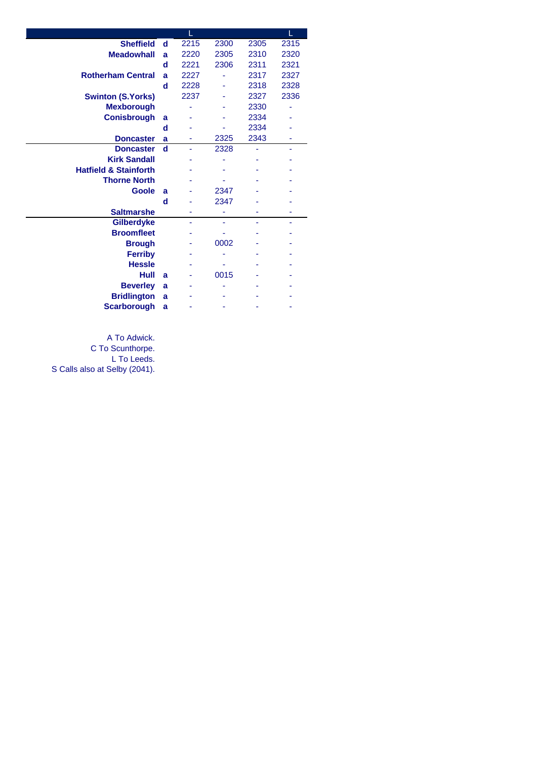| | | L | | | L |
|---|---|---|---|---|---|
| **Sheffield** | d | 2215 | 2300 | 2305 | 2315 |
| **Meadowhall** | a | 2220 | 2305 | 2310 | 2320 |
| | d | 2221 | 2306 | 2311 | 2321 |
| **Rotherham Central** | a | 2227 | - | 2317 | 2327 |
| | d | 2228 | - | 2318 | 2328 |
| **Swinton (S.Yorks)** | | 2237 | - | 2327 | 2336 |
| **Mexborough** | | - | - | 2330 | - |
| **Conisbrough** | a | - | - | 2334 | - |
| | d | - | - | 2334 | - |
| **Doncaster** | a | - | 2325 | 2343 | - |
| **Doncaster** | d | - | 2328 | - | - |
| **Kirk Sandall** | | - | - | - | - |
| **Hatfield & Stainforth** | | - | - | - | - |
| **Thorne North** | | - | - | - | - |
| **Goole** | a | - | 2347 | - | - |
| | d | - | 2347 | - | - |
| **Saltmarshe** | | - | - | - | - |
| **Gilberdyke** | | - | - | - | - |
| **Broomfleet** | | - | - | - | - |
| **Brough** | | - | 0002 | - | - |
| **Ferriby** | | - | - | - | - |
| **Hessle** | | - | - | - | - |
| **Hull** | a | - | 0015 | - | - |
| **Beverley** | a | - | - | - | - |
| **Bridlington** | a | - | - | - | - |
| **Scarborough** | a | - | - | - | - |

A To Adwick.
C To Scunthorpe.
L To Leeds.
S Calls also at Selby (2041).